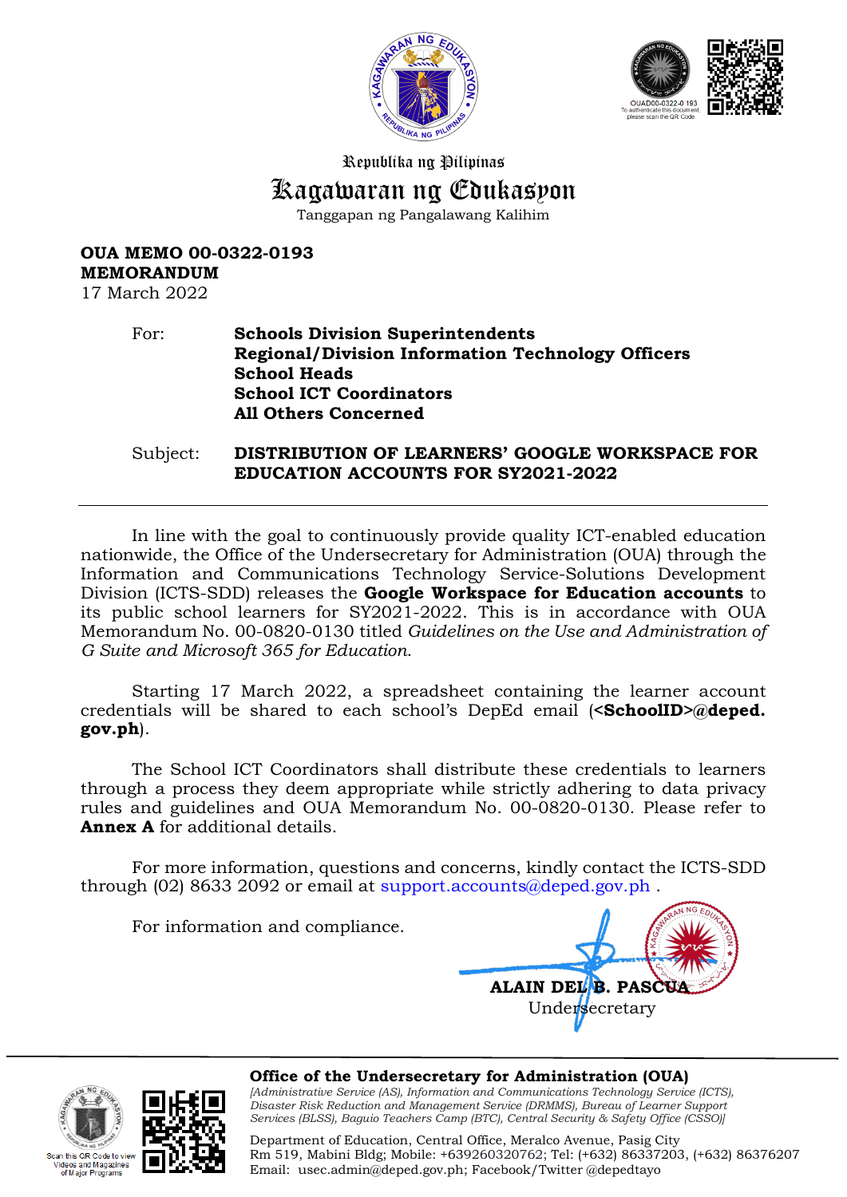Republika ng Pilipinas

# Kagawaran ng Edukasyon

Tanggapan ng Pangalawang Kalihim

OUAD00-0322-0 193
To authenticate this document, please scan the QR Code.

**OUA MEMO 00-0322-0193**
**MEMORANDUM**
17 March 2022

For: **Schools Division Superintendents**
**Regional/Division Information Technology Officers**
**School Heads**
**School ICT Coordinators**
**All Others Concerned**

Subject: **DISTRIBUTION OF LEARNERS' GOOGLE WORKSPACE FOR EDUCATION ACCOUNTS FOR SY2021-2022**

---

In line with the goal to continuously provide quality ICT-enabled education nationwide, the Office of the Undersecretary for Administration (OUA) through the Information and Communications Technology Service-Solutions Development Division (ICTS-SDD) releases the **Google Workspace for Education accounts** to its public school learners for SY2021-2022. This is in accordance with OUA Memorandum No. 00-0820-0130 titled *Guidelines on the Use and Administration of G Suite and Microsoft 365 for Education*.

Starting 17 March 2022, a spreadsheet containing the learner account credentials will be shared to each school's DepEd email (**<SchoolID>@deped.gov.ph**).

The School ICT Coordinators shall distribute these credentials to learners through a process they deem appropriate while strictly adhering to data privacy rules and guidelines and OUA Memorandum No. 00-0820-0130. Please refer to **Annex A** for additional details.

For more information, questions and concerns, kindly contact the ICTS-SDD through (02) 8633 2092 or email at support.accounts@deped.gov.ph .

For information and compliance.

**ALAIN DEL B. PASCUA**
Undersecretary

---

**Office of the Undersecretary for Administration (OUA)**
*[Administrative Service (AS), Information and Communications Technology Service (ICTS), Disaster Risk Reduction and Management Service (DRMMS), Bureau of Learner Support Services (BLSS), Baguio Teachers Camp (BTC), Central Security & Safety Office (CSSO)]*

Department of Education, Central Office, Meralco Avenue, Pasig City
Rm 519, Mabini Bldg; Mobile: +639260320762; Tel: (+632) 86337203, (+632) 86376207
Email: usec.admin@deped.gov.ph; Facebook/Twitter @depedtayo

Scan this QR Code to view Videos and Magazines of Major Programs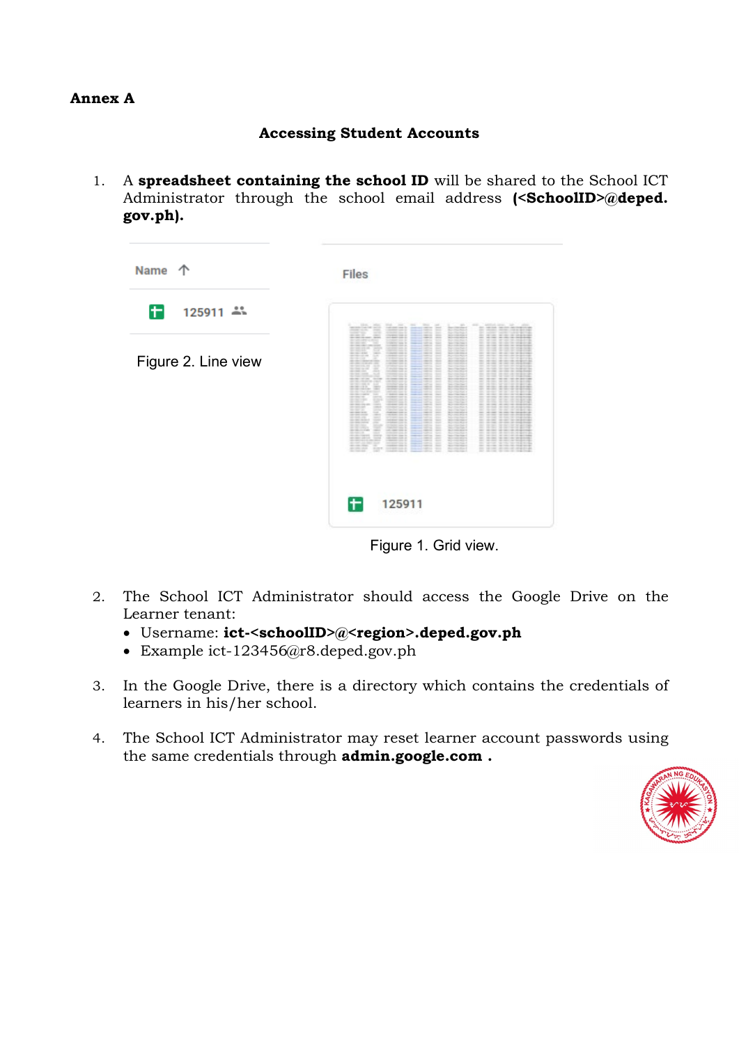**Annex A**

**Accessing Student Accounts**

1. A **spreadsheet containing the school ID** will be shared to the School ICT Administrator through the school email address **(<SchoolID>@deped.gov.ph).**

Name

125911

Figure 2. Line view

Files

125911

Figure 1. Grid view.

2. The School ICT Administrator should access the Google Drive on the Learner tenant:
   - Username: **ict-<schoolID>@<region>.deped.gov.ph**
   - Example ict-123456@r8.deped.gov.ph

3. In the Google Drive, there is a directory which contains the credentials of learners in his/her school.

4. The School ICT Administrator may reset learner account passwords using the same credentials through **admin.google.com** .